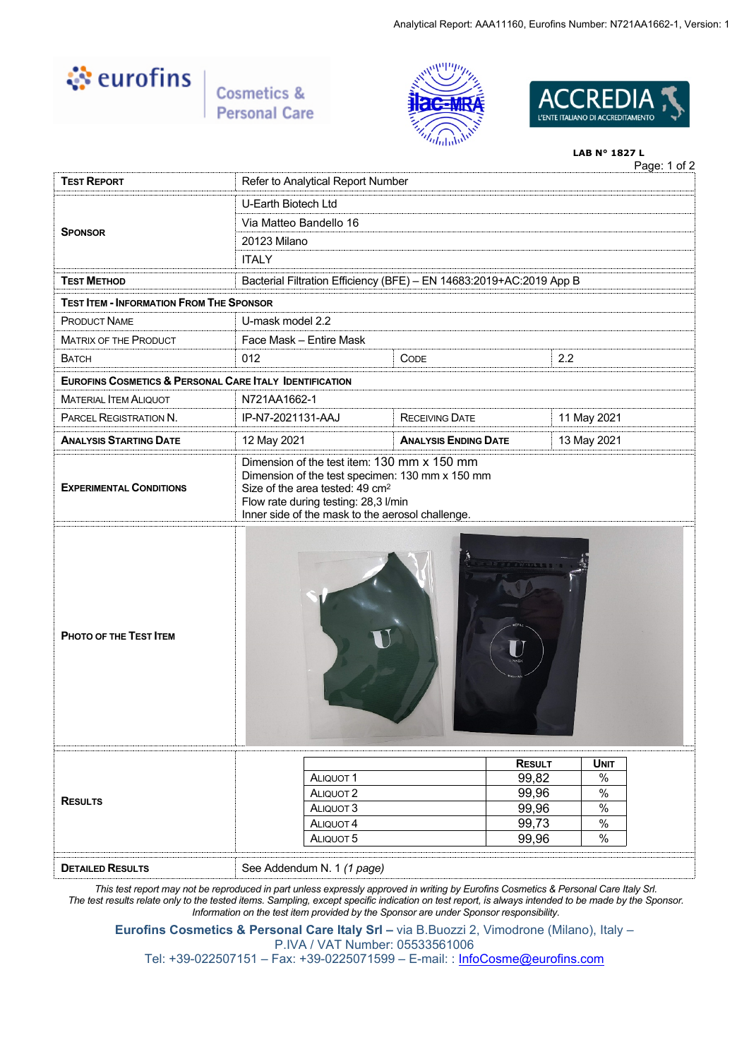LAB N° 1827 L

| **Test Report** | Refer to Analytical Report Number | | |
|---|---|---|---|
| **Sponsor** | U-Earth Biotech Ltd<br>Via Matteo Bandello 16<br>20123 Milano<br>ITALY | | |
| **Test Method** | Bacterial Filtration Efficiency (BFE) – EN 14683:2019+AC:2019 App B | | |
| **Test Item - Information From The Sponsor** | | | |
| Product Name | U-mask model 2.2 | | |
| Matrix of the Product | Face Mask – Entire Mask | | |
| Batch | 012 | Code | 2.2 |
| **Eurofins Cosmetics & Personal Care Italy Identification** | | | |
| Material Item Aliquot | N721AA1662-1 | | |
| Parcel Registration N. | IP-N7-2021131-AAJ | Receiving Date | 11 May 2021 |
| **Analysis Starting Date** | 12 May 2021 | **Analysis Ending Date** | 13 May 2021 |
| **Experimental Conditions** | Dimension of the test item: 130 mm x 150 mm<br>Dimension of the test specimen: 130 mm x 150 mm<br>Size of the area tested: 49 cm²<br>Flow rate during testing: 28,3 l/min<br>Inner side of the mask to the aerosol challenge. | | |
| **Photo of the Test Item** | | | |
| **Results** | See table below | | |
| **Detailed Results** | See Addendum N. 1 *(1 page)* | | |

**Results**

| | Result | Unit |
|---|---|---|
| Aliquot 1 | 99,82 | % |
| Aliquot 2 | 99,96 | % |
| Aliquot 3 | 99,96 | % |
| Aliquot 4 | 99,73 | % |
| Aliquot 5 | 99,96 | % |

*This test report may not be reproduced in part unless expressly approved in writing by Eurofins Cosmetics & Personal Care Italy Srl.*
*The test results relate only to the tested items. Sampling, except specific indication on test report, is always intended to be made by the Sponsor.*
*Information on the test item provided by the Sponsor are under Sponsor responsibility.*

**Eurofins Cosmetics & Personal Care Italy Srl –** via B.Buozzi 2, Vimodrone (Milano), Italy –
P.IVA / VAT Number: 05533561006
Tel: +39-022507151 – Fax: +39-0225071599 – E-mail: : InfoCosme@eurofins.com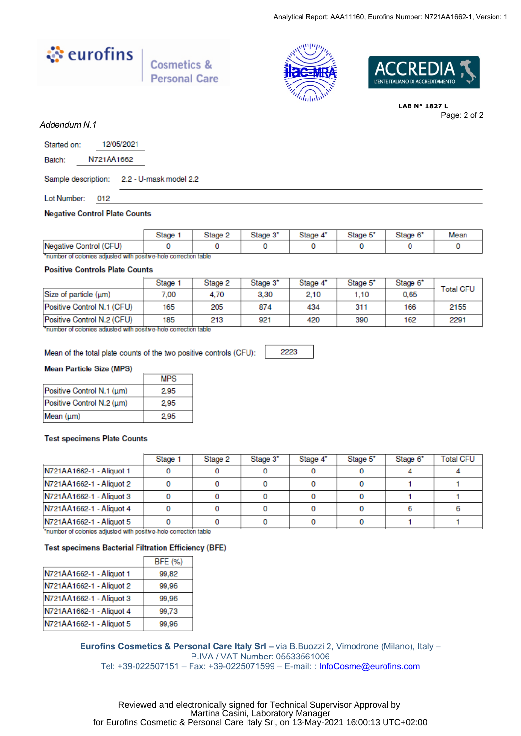LAB N° 1827 L

*Addendum N.1*

Started on: 12/05/2021

Batch: N721AA1662

Sample description: 2.2 - U-mask model 2.2

Lot Number: 012

**Negative Control Plate Counts**

| | Stage 1 | Stage 2 | Stage 3* | Stage 4* | Stage 5* | Stage 6* | Mean |
|---|---|---|---|---|---|---|---|
| Negative Control (CFU) | 0 | 0 | 0 | 0 | 0 | 0 | 0 |

*number of colonies adjusted with positive-hole correction table

**Positive Controls Plate Counts**

| | Stage 1 | Stage 2 | Stage 3* | Stage 4* | Stage 5* | Stage 6* | Total CFU |
|---|---|---|---|---|---|---|---|
| Size of particle (µm) | 7,00 | 4,70 | 3,30 | 2,10 | 1,10 | 0,65 | |
| Positive Control N.1 (CFU) | 165 | 205 | 874 | 434 | 311 | 166 | 2155 |
| Positive Control N.2 (CFU) | 185 | 213 | 921 | 420 | 390 | 162 | 2291 |

*number of colonies adjusted with positive-hole correction table

Mean of the total plate counts of the two positive controls (CFU): 2223

**Mean Particle Size (MPS)**

| | MPS |
|---|---|
| Positive Control N.1 (µm) | 2,95 |
| Positive Control N.2 (µm) | 2,95 |
| Mean (µm) | 2,95 |

**Test specimens Plate Counts**

| | Stage 1 | Stage 2 | Stage 3* | Stage 4* | Stage 5* | Stage 6* | Total CFU |
|---|---|---|---|---|---|---|---|
| N721AA1662-1 - Aliquot 1 | 0 | 0 | 0 | 0 | 0 | 4 | 4 |
| N721AA1662-1 - Aliquot 2 | 0 | 0 | 0 | 0 | 0 | 1 | 1 |
| N721AA1662-1 - Aliquot 3 | 0 | 0 | 0 | 0 | 0 | 1 | 1 |
| N721AA1662-1 - Aliquot 4 | 0 | 0 | 0 | 0 | 0 | 6 | 6 |
| N721AA1662-1 - Aliquot 5 | 0 | 0 | 0 | 0 | 0 | 1 | 1 |

*number of colonies adjusted with positive-hole correction table

**Test specimens Bacterial Filtration Efficiency (BFE)**

| | BFE (%) |
|---|---|
| N721AA1662-1 - Aliquot 1 | 99,82 |
| N721AA1662-1 - Aliquot 2 | 99,96 |
| N721AA1662-1 - Aliquot 3 | 99,96 |
| N721AA1662-1 - Aliquot 4 | 99,73 |
| N721AA1662-1 - Aliquot 5 | 99,96 |

**Eurofins Cosmetics & Personal Care Italy Srl –** via B.Buozzi 2, Vimodrone (Milano), Italy – P.IVA / VAT Number: 05533561006
Tel: +39-022507151 – Fax: +39-0225071599 – E-mail: : InfoCosme@eurofins.com

Reviewed and electronically signed for Technical Supervisor Approval by
Martina Casini, Laboratory Manager
for Eurofins Cosmetic & Personal Care Italy Srl, on 13-May-2021 16:00:13 UTC+02:00